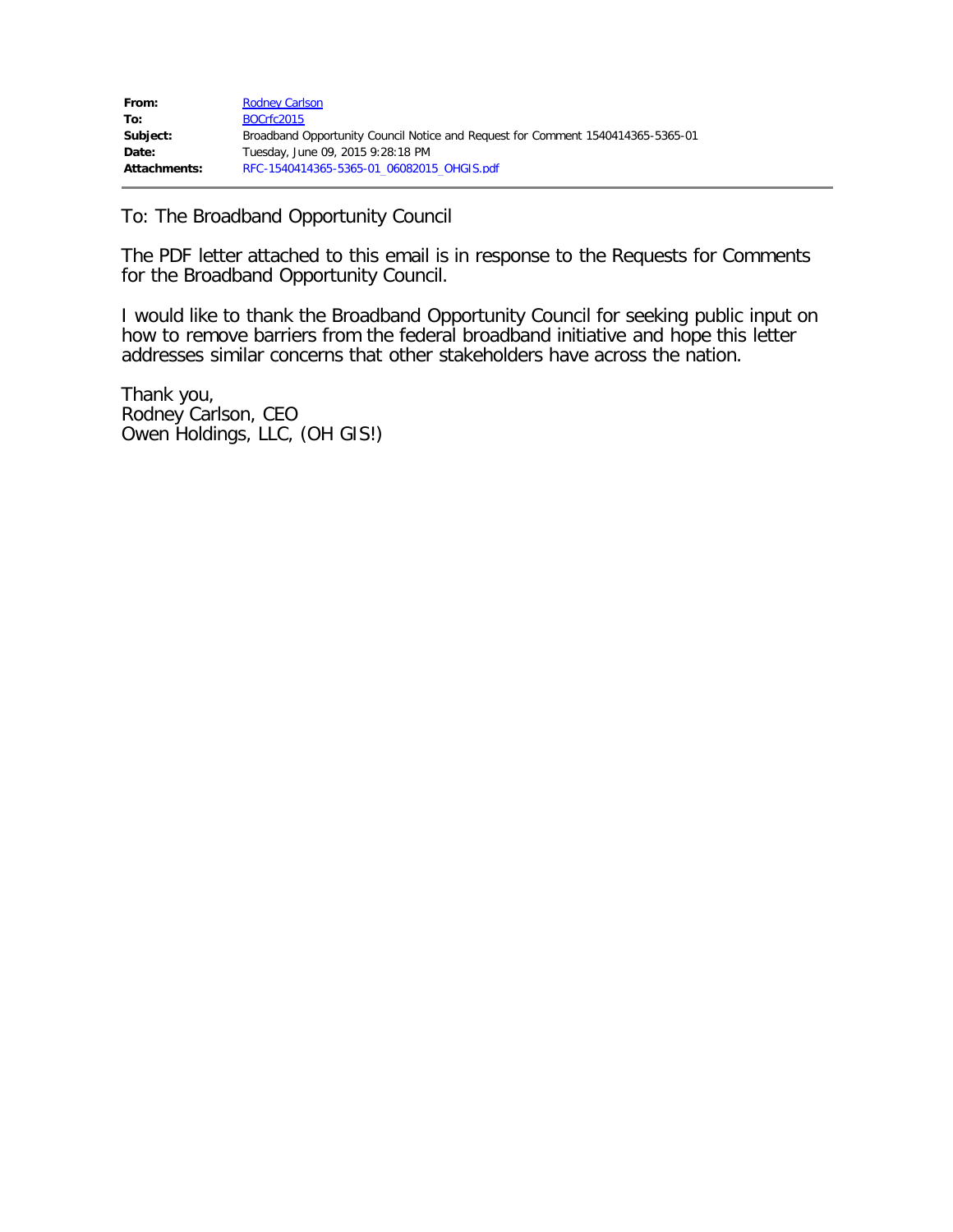| | |
|---|---|
| **From:** | Rodney Carlson |
| **To:** | BOCrfc2015 |
| **Subject:** | Broadband Opportunity Council Notice and Request for Comment 1540414365-5365-01 |
| **Date:** | Tuesday, June 09, 2015 9:28:18 PM |
| **Attachments:** | RFC-1540414365-5365-01_06082015_OHGIS.pdf |

---

To: The Broadband Opportunity Council

The PDF letter attached to this email is in response to the Requests for Comments for the Broadband Opportunity Council.

I would like to thank the Broadband Opportunity Council for seeking public input on how to remove barriers from the federal broadband initiative and hope this letter addresses similar concerns that other stakeholders have across the nation.

Thank you,
Rodney Carlson, CEO
Owen Holdings, LLC, (OH GIS!)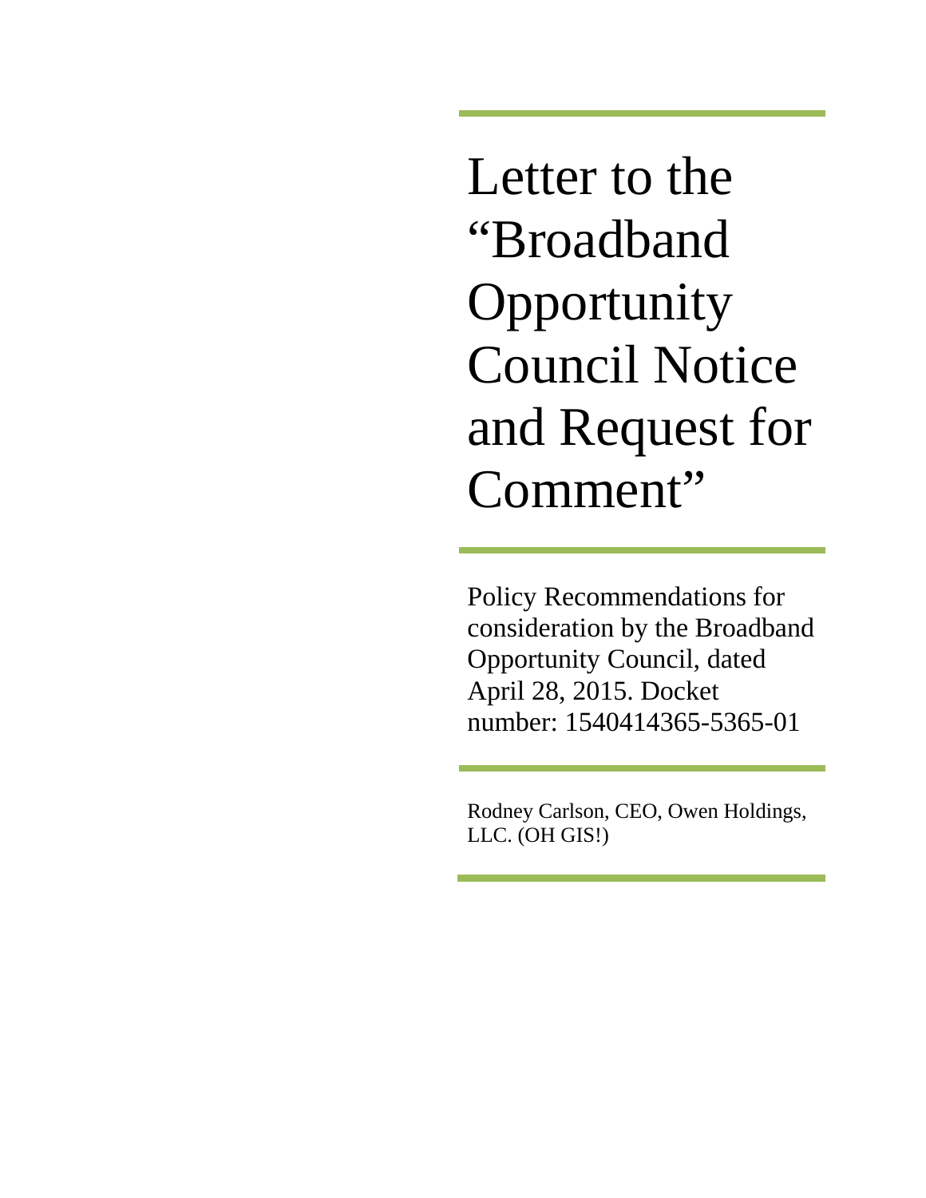# Letter to the "Broadband Opportunity Council Notice and Request for Comment"

Policy Recommendations for consideration by the Broadband Opportunity Council, dated April 28, 2015. Docket number: 1540414365-5365-01

Rodney Carlson, CEO, Owen Holdings, LLC. (OH GIS!)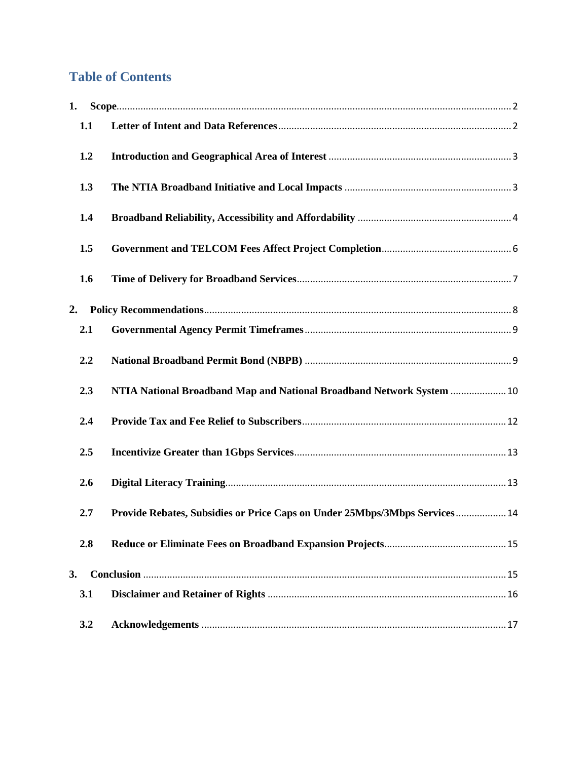## Table of Contents

**1. Scope** ........ 2

- **1.1 Letter of Intent and Data References** ........ 2
- **1.2 Introduction and Geographical Area of Interest** ........ 3
- **1.3 The NTIA Broadband Initiative and Local Impacts** ........ 3
- **1.4 Broadband Reliability, Accessibility and Affordability** ........ 4
- **1.5 Government and TELCOM Fees Affect Project Completion** ........ 6
- **1.6 Time of Delivery for Broadband Services** ........ 7

**2. Policy Recommendations** ........ 8

- **2.1 Governmental Agency Permit Timeframes** ........ 9
- **2.2 National Broadband Permit Bond (NBPB)** ........ 9
- **2.3 NTIA National Broadband Map and National Broadband Network System** ........ 10
- **2.4 Provide Tax and Fee Relief to Subscribers** ........ 12
- **2.5 Incentivize Greater than 1Gbps Services** ........ 13
- **2.6 Digital Literacy Training** ........ 13
- **2.7 Provide Rebates, Subsidies or Price Caps on Under 25Mbps/3Mbps Services** ........ 14
- **2.8 Reduce or Eliminate Fees on Broadband Expansion Projects** ........ 15

**3. Conclusion** ........ 15

- **3.1 Disclaimer and Retainer of Rights** ........ 16
- **3.2 Acknowledgements** ........ 17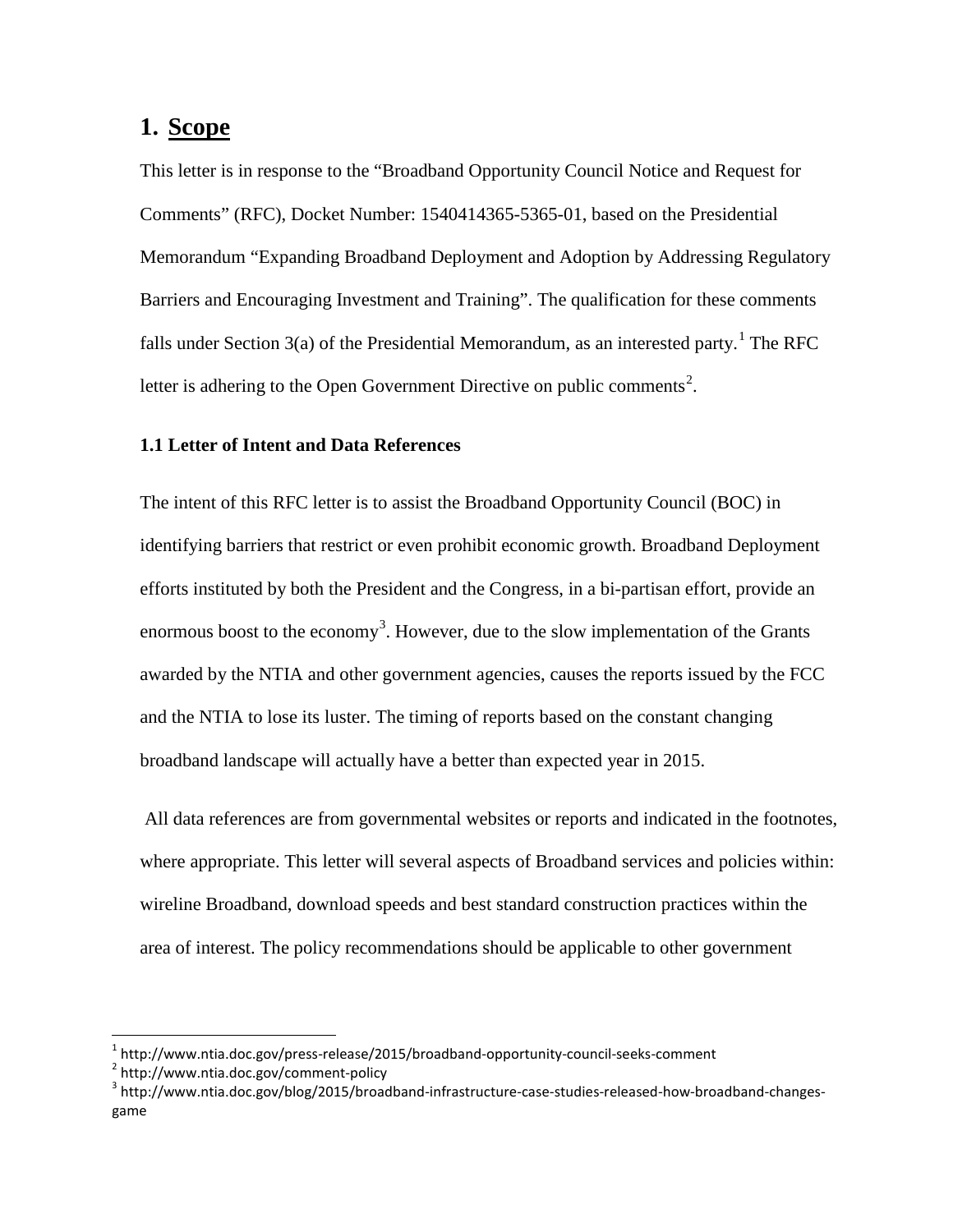# 1. Scope

This letter is in response to the "Broadband Opportunity Council Notice and Request for Comments" (RFC), Docket Number: 1540414365-5365-01, based on the Presidential Memorandum "Expanding Broadband Deployment and Adoption by Addressing Regulatory Barriers and Encouraging Investment and Training". The qualification for these comments falls under Section 3(a) of the Presidential Memorandum, as an interested party.[1] The RFC letter is adhering to the Open Government Directive on public comments[2].

### 1.1 Letter of Intent and Data References

The intent of this RFC letter is to assist the Broadband Opportunity Council (BOC) in identifying barriers that restrict or even prohibit economic growth. Broadband Deployment efforts instituted by both the President and the Congress, in a bi-partisan effort, provide an enormous boost to the economy[3]. However, due to the slow implementation of the Grants awarded by the NTIA and other government agencies, causes the reports issued by the FCC and the NTIA to lose its luster. The timing of reports based on the constant changing broadband landscape will actually have a better than expected year in 2015.

All data references are from governmental websites or reports and indicated in the footnotes, where appropriate. This letter will several aspects of Broadband services and policies within: wireline Broadband, download speeds and best standard construction practices within the area of interest. The policy recommendations should be applicable to other government

---

[1] http://www.ntia.doc.gov/press-release/2015/broadband-opportunity-council-seeks-comment

[2] http://www.ntia.doc.gov/comment-policy

[3] http://www.ntia.doc.gov/blog/2015/broadband-infrastructure-case-studies-released-how-broadband-changes-game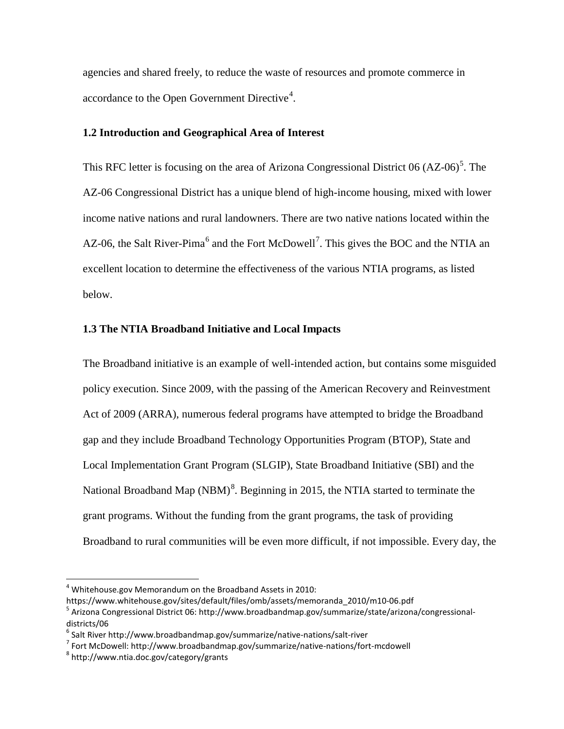agencies and shared freely, to reduce the waste of resources and promote commerce in accordance to the Open Government Directive[4].

### 1.2 Introduction and Geographical Area of Interest

This RFC letter is focusing on the area of Arizona Congressional District 06 (AZ-06)[5]. The AZ-06 Congressional District has a unique blend of high-income housing, mixed with lower income native nations and rural landowners. There are two native nations located within the AZ-06, the Salt River-Pima[6] and the Fort McDowell[7]. This gives the BOC and the NTIA an excellent location to determine the effectiveness of the various NTIA programs, as listed below.

### 1.3 The NTIA Broadband Initiative and Local Impacts

The Broadband initiative is an example of well-intended action, but contains some misguided policy execution. Since 2009, with the passing of the American Recovery and Reinvestment Act of 2009 (ARRA), numerous federal programs have attempted to bridge the Broadband gap and they include Broadband Technology Opportunities Program (BTOP), State and Local Implementation Grant Program (SLGIP), State Broadband Initiative (SBI) and the National Broadband Map (NBM)[8]. Beginning in 2015, the NTIA started to terminate the grant programs. Without the funding from the grant programs, the task of providing Broadband to rural communities will be even more difficult, if not impossible. Every day, the

---

[4] Whitehouse.gov Memorandum on the Broadband Assets in 2010: https://www.whitehouse.gov/sites/default/files/omb/assets/memoranda_2010/m10-06.pdf

[5] Arizona Congressional District 06: http://www.broadbandmap.gov/summarize/state/arizona/congressional-districts/06

[6] Salt River http://www.broadbandmap.gov/summarize/native-nations/salt-river

[7] Fort McDowell: http://www.broadbandmap.gov/summarize/native-nations/fort-mcdowell

[8] http://www.ntia.doc.gov/category/grants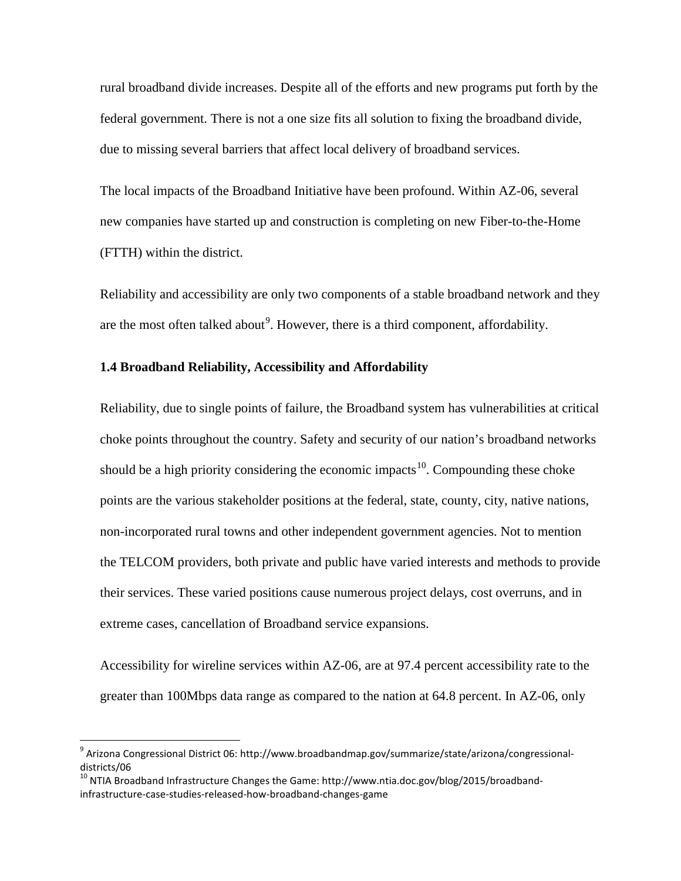rural broadband divide increases. Despite all of the efforts and new programs put forth by the federal government. There is not a one size fits all solution to fixing the broadband divide, due to missing several barriers that affect local delivery of broadband services.

The local impacts of the Broadband Initiative have been profound. Within AZ-06, several new companies have started up and construction is completing on new Fiber-to-the-Home (FTTH) within the district.

Reliability and accessibility are only two components of a stable broadband network and they are the most often talked about[9]. However, there is a third component, affordability.

### 1.4 Broadband Reliability, Accessibility and Affordability

Reliability, due to single points of failure, the Broadband system has vulnerabilities at critical choke points throughout the country. Safety and security of our nation's broadband networks should be a high priority considering the economic impacts[10]. Compounding these choke points are the various stakeholder positions at the federal, state, county, city, native nations, non-incorporated rural towns and other independent government agencies. Not to mention the TELCOM providers, both private and public have varied interests and methods to provide their services. These varied positions cause numerous project delays, cost overruns, and in extreme cases, cancellation of Broadband service expansions.

Accessibility for wireline services within AZ-06, are at 97.4 percent accessibility rate to the greater than 100Mbps data range as compared to the nation at 64.8 percent. In AZ-06, only

---

[9] Arizona Congressional District 06: http://www.broadbandmap.gov/summarize/state/arizona/congressional-districts/06

[10] NTIA Broadband Infrastructure Changes the Game: http://www.ntia.doc.gov/blog/2015/broadband-infrastructure-case-studies-released-how-broadband-changes-game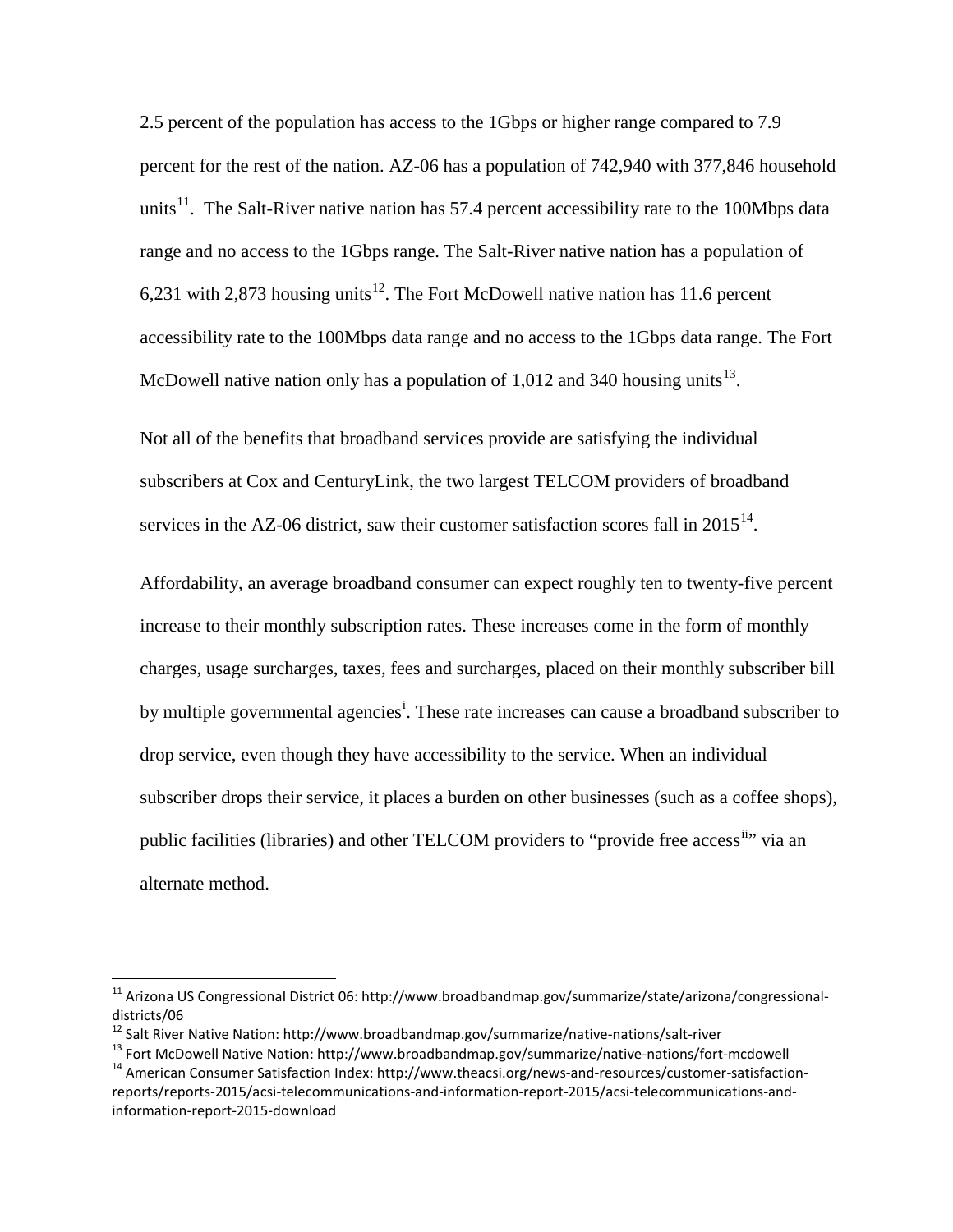2.5 percent of the population has access to the 1Gbps or higher range compared to 7.9 percent for the rest of the nation. AZ-06 has a population of 742,940 with 377,846 household units[11]. The Salt-River native nation has 57.4 percent accessibility rate to the 100Mbps data range and no access to the 1Gbps range. The Salt-River native nation has a population of 6,231 with 2,873 housing units[12]. The Fort McDowell native nation has 11.6 percent accessibility rate to the 100Mbps data range and no access to the 1Gbps data range. The Fort McDowell native nation only has a population of 1,012 and 340 housing units[13].

Not all of the benefits that broadband services provide are satisfying the individual subscribers at Cox and CenturyLink, the two largest TELCOM providers of broadband services in the AZ-06 district, saw their customer satisfaction scores fall in 2015[14].

Affordability, an average broadband consumer can expect roughly ten to twenty-five percent increase to their monthly subscription rates. These increases come in the form of monthly charges, usage surcharges, taxes, fees and surcharges, placed on their monthly subscriber bill by multiple governmental agencies[i]. These rate increases can cause a broadband subscriber to drop service, even though they have accessibility to the service. When an individual subscriber drops their service, it places a burden on other businesses (such as a coffee shops), public facilities (libraries) and other TELCOM providers to "provide free access[ii]" via an alternate method.

---

[11] Arizona US Congressional District 06: http://www.broadbandmap.gov/summarize/state/arizona/congressional-districts/06

[12] Salt River Native Nation: http://www.broadbandmap.gov/summarize/native-nations/salt-river

[13] Fort McDowell Native Nation: http://www.broadbandmap.gov/summarize/native-nations/fort-mcdowell

[14] American Consumer Satisfaction Index: http://www.theacsi.org/news-and-resources/customer-satisfaction-reports/reports-2015/acsi-telecommunications-and-information-report-2015/acsi-telecommunications-and-information-report-2015-download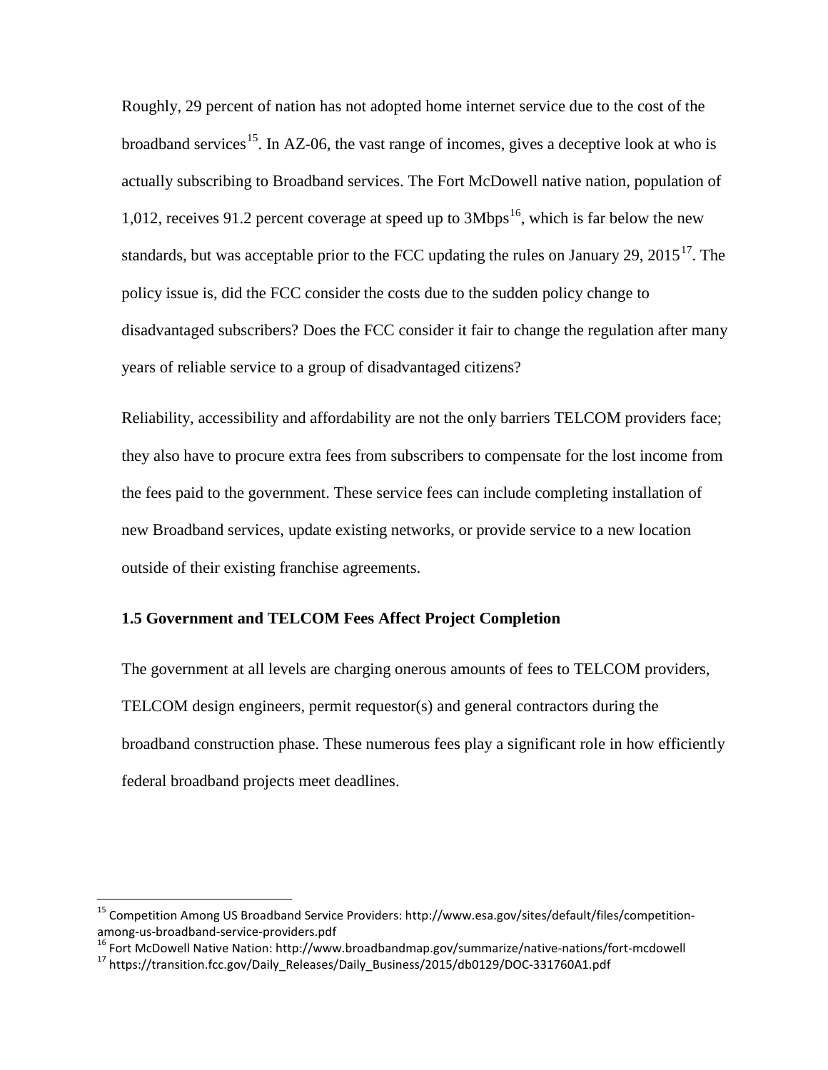Roughly, 29 percent of nation has not adopted home internet service due to the cost of the broadband services[15]. In AZ-06, the vast range of incomes, gives a deceptive look at who is actually subscribing to Broadband services. The Fort McDowell native nation, population of 1,012, receives 91.2 percent coverage at speed up to 3Mbps[16], which is far below the new standards, but was acceptable prior to the FCC updating the rules on January 29, 2015[17]. The policy issue is, did the FCC consider the costs due to the sudden policy change to disadvantaged subscribers? Does the FCC consider it fair to change the regulation after many years of reliable service to a group of disadvantaged citizens?

Reliability, accessibility and affordability are not the only barriers TELCOM providers face; they also have to procure extra fees from subscribers to compensate for the lost income from the fees paid to the government. These service fees can include completing installation of new Broadband services, update existing networks, or provide service to a new location outside of their existing franchise agreements.

### 1.5 Government and TELCOM Fees Affect Project Completion

The government at all levels are charging onerous amounts of fees to TELCOM providers, TELCOM design engineers, permit requestor(s) and general contractors during the broadband construction phase. These numerous fees play a significant role in how efficiently federal broadband projects meet deadlines.

---

[15] Competition Among US Broadband Service Providers: http://www.esa.gov/sites/default/files/competition-among-us-broadband-service-providers.pdf

[16] Fort McDowell Native Nation: http://www.broadbandmap.gov/summarize/native-nations/fort-mcdowell

[17] https://transition.fcc.gov/Daily_Releases/Daily_Business/2015/db0129/DOC-331760A1.pdf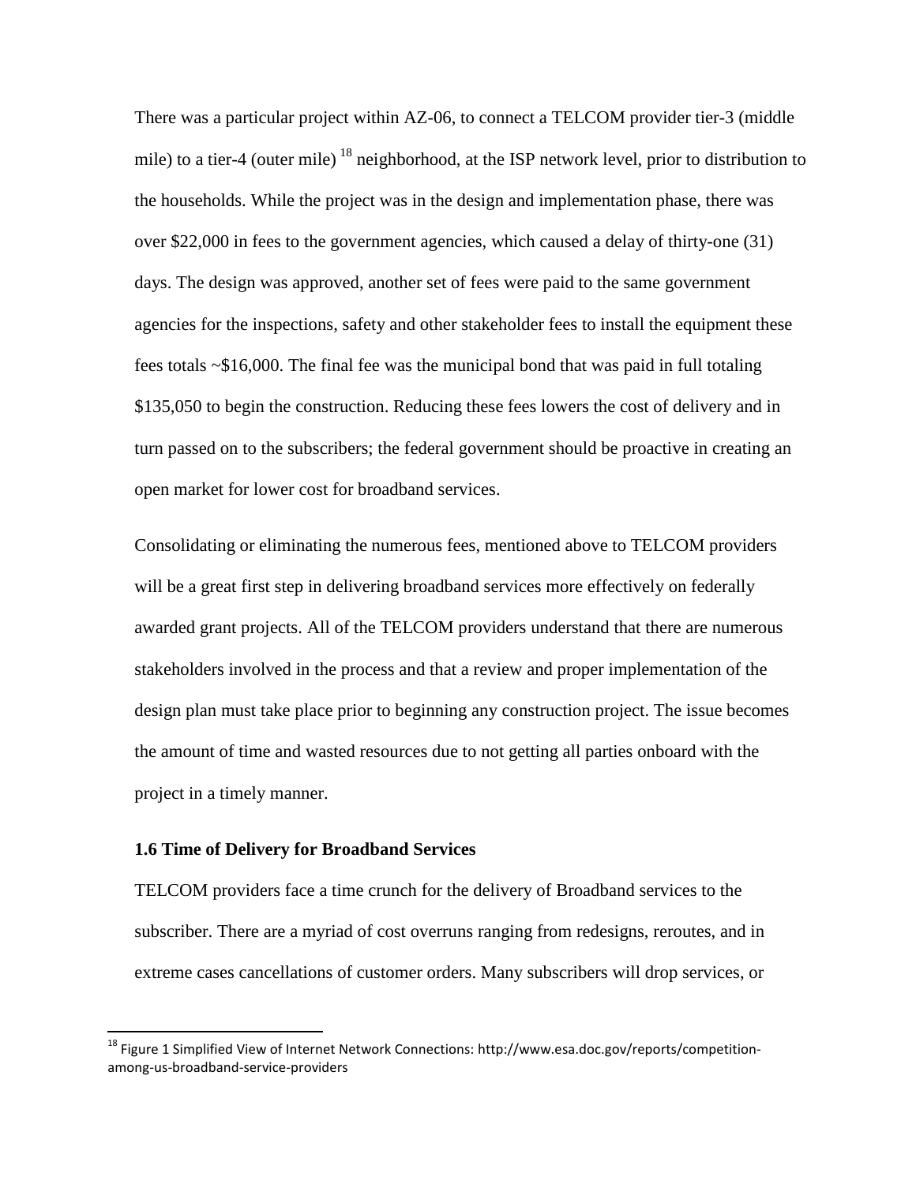There was a particular project within AZ-06, to connect a TELCOM provider tier-3 (middle mile) to a tier-4 (outer mile) [18] neighborhood, at the ISP network level, prior to distribution to the households. While the project was in the design and implementation phase, there was over $22,000 in fees to the government agencies, which caused a delay of thirty-one (31) days. The design was approved, another set of fees were paid to the same government agencies for the inspections, safety and other stakeholder fees to install the equipment these fees totals ~$16,000. The final fee was the municipal bond that was paid in full totaling $135,050 to begin the construction. Reducing these fees lowers the cost of delivery and in turn passed on to the subscribers; the federal government should be proactive in creating an open market for lower cost for broadband services.

Consolidating or eliminating the numerous fees, mentioned above to TELCOM providers will be a great first step in delivering broadband services more effectively on federally awarded grant projects. All of the TELCOM providers understand that there are numerous stakeholders involved in the process and that a review and proper implementation of the design plan must take place prior to beginning any construction project. The issue becomes the amount of time and wasted resources due to not getting all parties onboard with the project in a timely manner.

### 1.6 Time of Delivery for Broadband Services

TELCOM providers face a time crunch for the delivery of Broadband services to the subscriber. There are a myriad of cost overruns ranging from redesigns, reroutes, and in extreme cases cancellations of customer orders. Many subscribers will drop services, or

---

[18] Figure 1 Simplified View of Internet Network Connections: http://www.esa.doc.gov/reports/competition-among-us-broadband-service-providers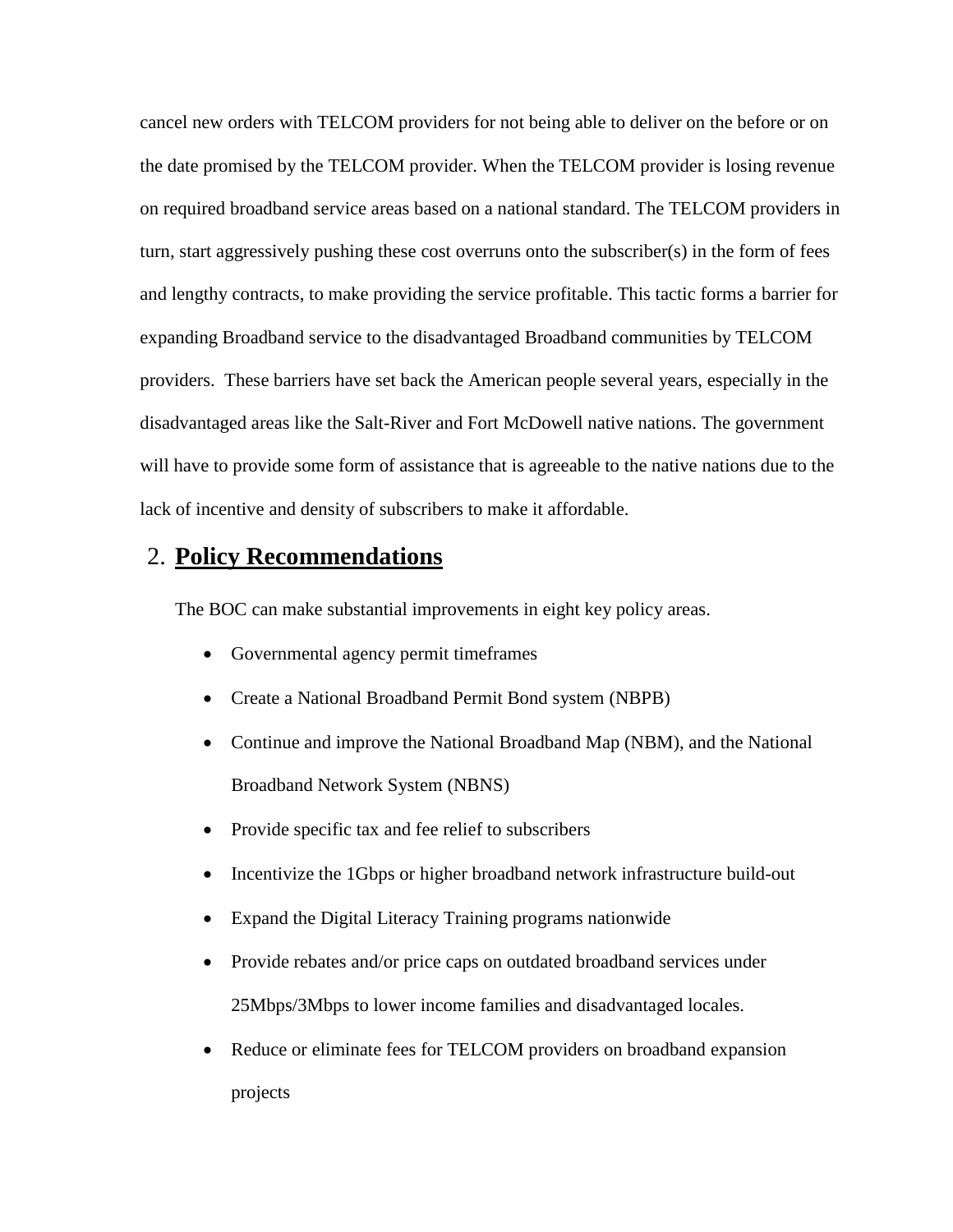cancel new orders with TELCOM providers for not being able to deliver on the before or on the date promised by the TELCOM provider. When the TELCOM provider is losing revenue on required broadband service areas based on a national standard. The TELCOM providers in turn, start aggressively pushing these cost overruns onto the subscriber(s) in the form of fees and lengthy contracts, to make providing the service profitable. This tactic forms a barrier for expanding Broadband service to the disadvantaged Broadband communities by TELCOM providers. These barriers have set back the American people several years, especially in the disadvantaged areas like the Salt-River and Fort McDowell native nations. The government will have to provide some form of assistance that is agreeable to the native nations due to the lack of incentive and density of subscribers to make it affordable.

## 2. **Policy Recommendations**

The BOC can make substantial improvements in eight key policy areas.

- Governmental agency permit timeframes
- Create a National Broadband Permit Bond system (NBPB)
- Continue and improve the National Broadband Map (NBM), and the National Broadband Network System (NBNS)
- Provide specific tax and fee relief to subscribers
- Incentivize the 1Gbps or higher broadband network infrastructure build-out
- Expand the Digital Literacy Training programs nationwide
- Provide rebates and/or price caps on outdated broadband services under 25Mbps/3Mbps to lower income families and disadvantaged locales.
- Reduce or eliminate fees for TELCOM providers on broadband expansion projects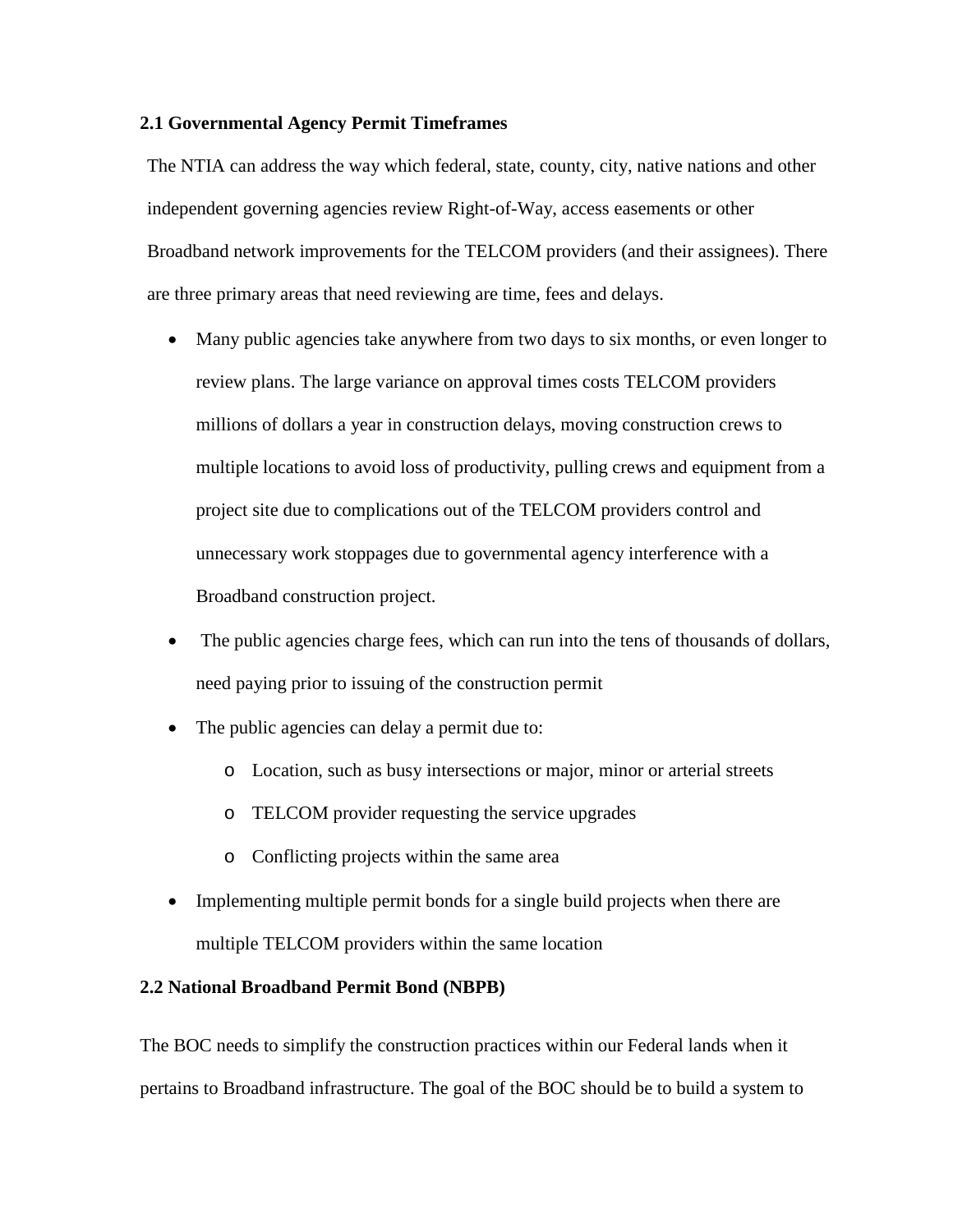### 2.1 Governmental Agency Permit Timeframes

The NTIA can address the way which federal, state, county, city, native nations and other independent governing agencies review Right-of-Way, access easements or other Broadband network improvements for the TELCOM providers (and their assignees). There are three primary areas that need reviewing are time, fees and delays.

- Many public agencies take anywhere from two days to six months, or even longer to review plans. The large variance on approval times costs TELCOM providers millions of dollars a year in construction delays, moving construction crews to multiple locations to avoid loss of productivity, pulling crews and equipment from a project site due to complications out of the TELCOM providers control and unnecessary work stoppages due to governmental agency interference with a Broadband construction project.
- The public agencies charge fees, which can run into the tens of thousands of dollars, need paying prior to issuing of the construction permit
- The public agencies can delay a permit due to:
    - Location, such as busy intersections or major, minor or arterial streets
    - TELCOM provider requesting the service upgrades
    - Conflicting projects within the same area
- Implementing multiple permit bonds for a single build projects when there are multiple TELCOM providers within the same location

### 2.2 National Broadband Permit Bond (NBPB)

The BOC needs to simplify the construction practices within our Federal lands when it pertains to Broadband infrastructure. The goal of the BOC should be to build a system to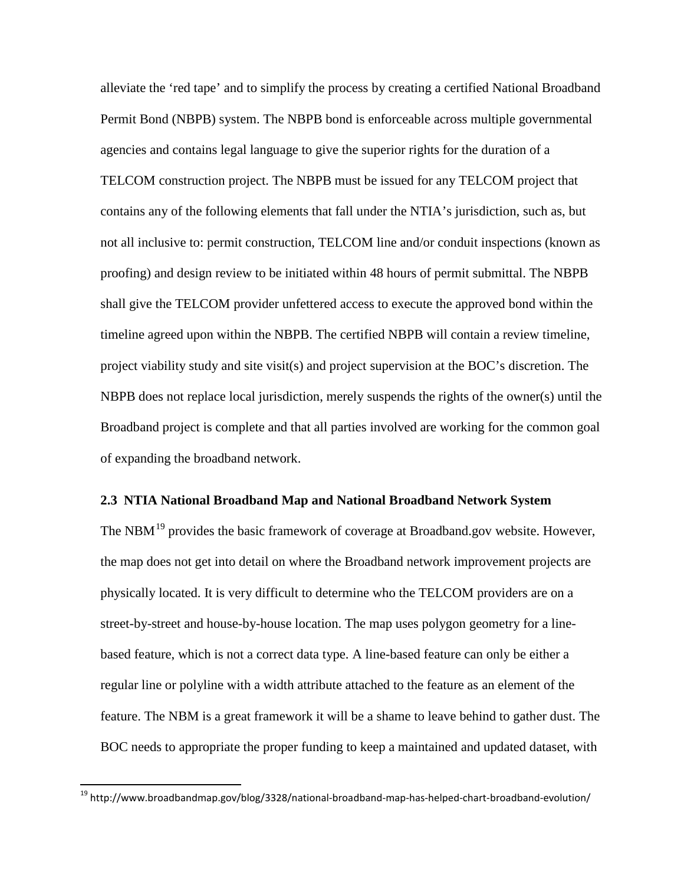alleviate the 'red tape' and to simplify the process by creating a certified National Broadband Permit Bond (NBPB) system. The NBPB bond is enforceable across multiple governmental agencies and contains legal language to give the superior rights for the duration of a TELCOM construction project. The NBPB must be issued for any TELCOM project that contains any of the following elements that fall under the NTIA's jurisdiction, such as, but not all inclusive to: permit construction, TELCOM line and/or conduit inspections (known as proofing) and design review to be initiated within 48 hours of permit submittal. The NBPB shall give the TELCOM provider unfettered access to execute the approved bond within the timeline agreed upon within the NBPB. The certified NBPB will contain a review timeline, project viability study and site visit(s) and project supervision at the BOC's discretion. The NBPB does not replace local jurisdiction, merely suspends the rights of the owner(s) until the Broadband project is complete and that all parties involved are working for the common goal of expanding the broadband network.

### 2.3 NTIA National Broadband Map and National Broadband Network System

The NBM[19] provides the basic framework of coverage at Broadband.gov website. However, the map does not get into detail on where the Broadband network improvement projects are physically located. It is very difficult to determine who the TELCOM providers are on a street-by-street and house-by-house location. The map uses polygon geometry for a line-based feature, which is not a correct data type. A line-based feature can only be either a regular line or polyline with a width attribute attached to the feature as an element of the feature. The NBM is a great framework it will be a shame to leave behind to gather dust. The BOC needs to appropriate the proper funding to keep a maintained and updated dataset, with

[19] http://www.broadbandmap.gov/blog/3328/national-broadband-map-has-helped-chart-broadband-evolution/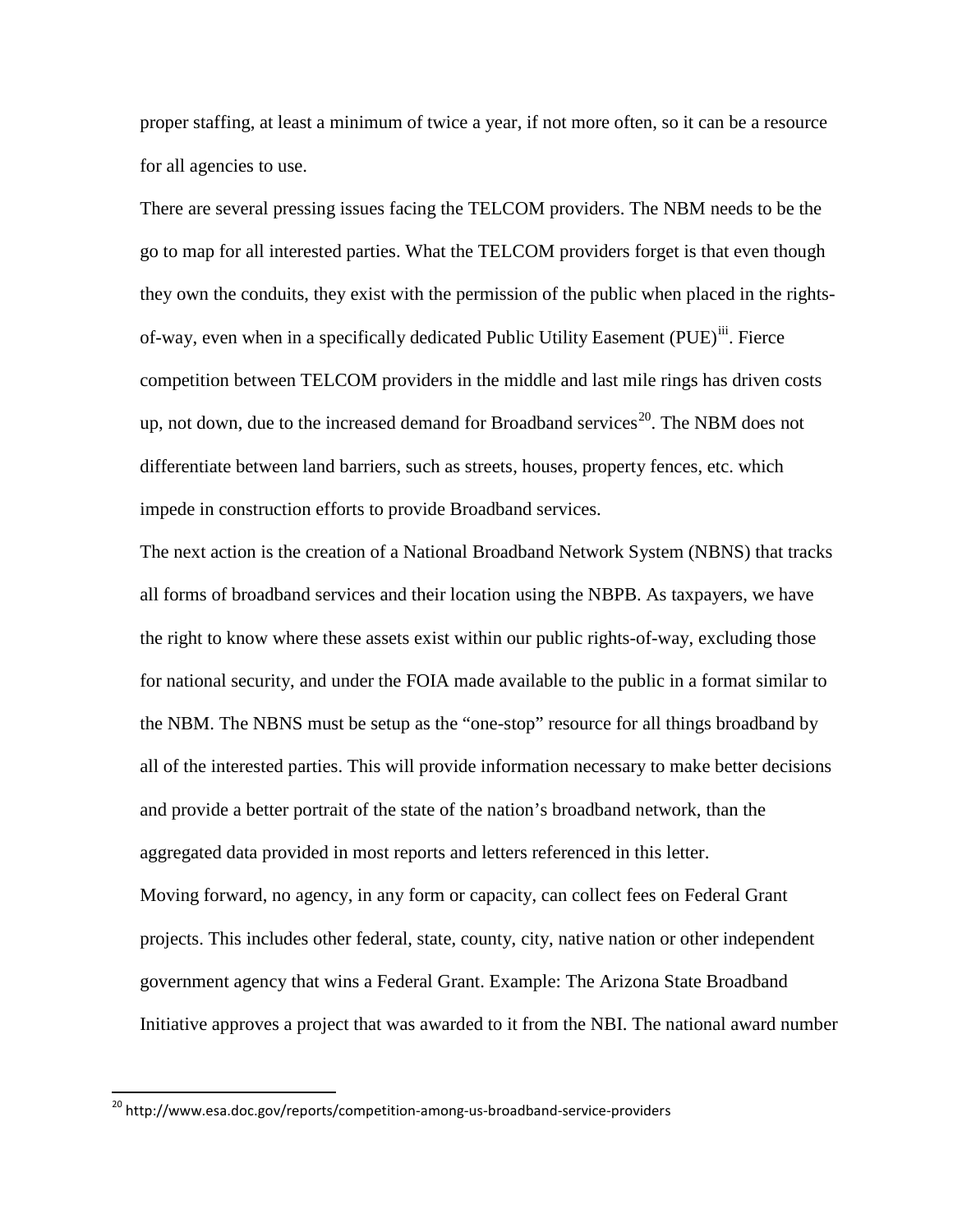proper staffing, at least a minimum of twice a year, if not more often, so it can be a resource for all agencies to use.

There are several pressing issues facing the TELCOM providers. The NBM needs to be the go to map for all interested parties. What the TELCOM providers forget is that even though they own the conduits, they exist with the permission of the public when placed in the rights-of-way, even when in a specifically dedicated Public Utility Easement (PUE)[iii]. Fierce competition between TELCOM providers in the middle and last mile rings has driven costs up, not down, due to the increased demand for Broadband services[20]. The NBM does not differentiate between land barriers, such as streets, houses, property fences, etc. which impede in construction efforts to provide Broadband services.

The next action is the creation of a National Broadband Network System (NBNS) that tracks all forms of broadband services and their location using the NBPB. As taxpayers, we have the right to know where these assets exist within our public rights-of-way, excluding those for national security, and under the FOIA made available to the public in a format similar to the NBM. The NBNS must be setup as the "one-stop" resource for all things broadband by all of the interested parties. This will provide information necessary to make better decisions and provide a better portrait of the state of the nation's broadband network, than the aggregated data provided in most reports and letters referenced in this letter.

Moving forward, no agency, in any form or capacity, can collect fees on Federal Grant projects. This includes other federal, state, county, city, native nation or other independent government agency that wins a Federal Grant. Example: The Arizona State Broadband Initiative approves a project that was awarded to it from the NBI. The national award number

[20] http://www.esa.doc.gov/reports/competition-among-us-broadband-service-providers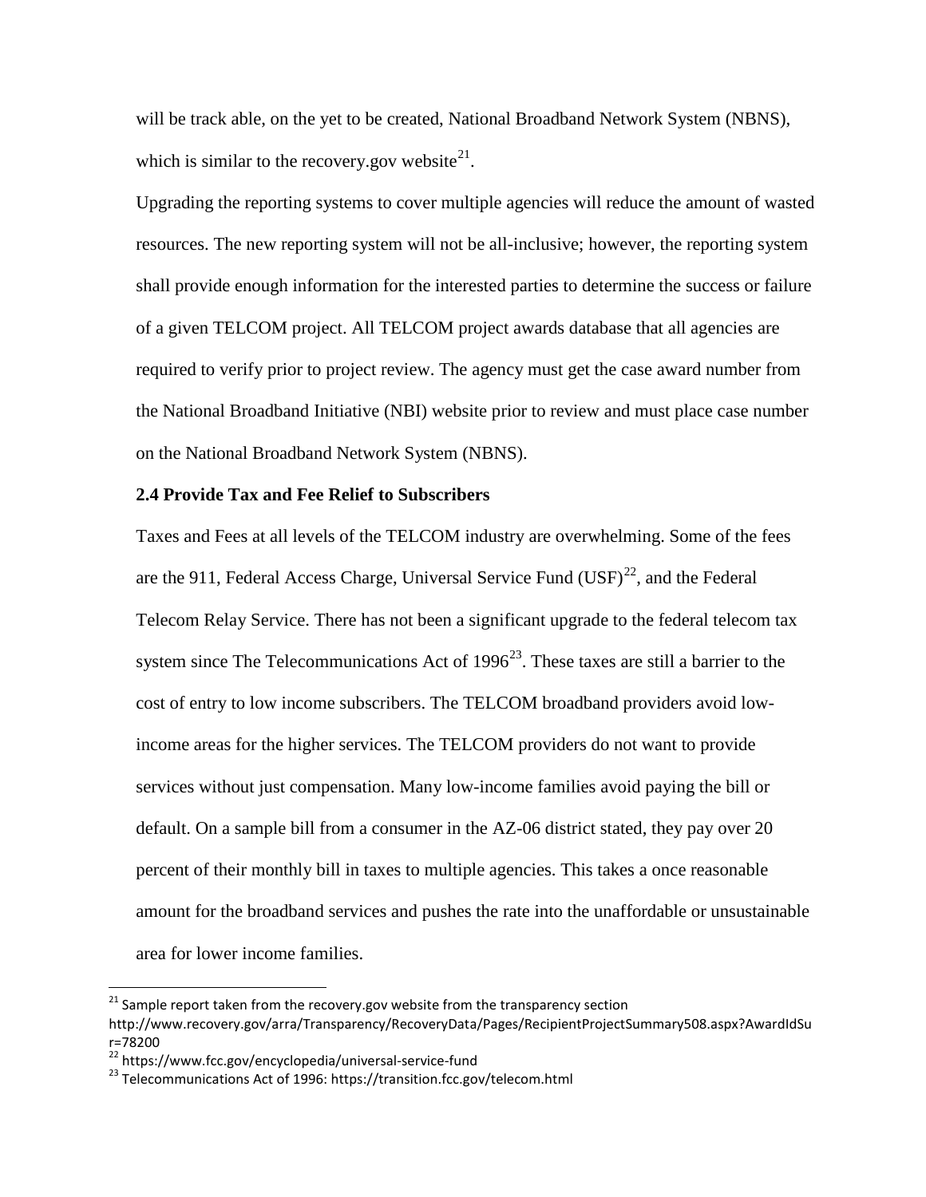will be track able, on the yet to be created, National Broadband Network System (NBNS), which is similar to the recovery.gov website[21].

Upgrading the reporting systems to cover multiple agencies will reduce the amount of wasted resources. The new reporting system will not be all-inclusive; however, the reporting system shall provide enough information for the interested parties to determine the success or failure of a given TELCOM project. All TELCOM project awards database that all agencies are required to verify prior to project review. The agency must get the case award number from the National Broadband Initiative (NBI) website prior to review and must place case number on the National Broadband Network System (NBNS).

### 2.4 Provide Tax and Fee Relief to Subscribers

Taxes and Fees at all levels of the TELCOM industry are overwhelming. Some of the fees are the 911, Federal Access Charge, Universal Service Fund (USF)[22], and the Federal Telecom Relay Service. There has not been a significant upgrade to the federal telecom tax system since The Telecommunications Act of 1996[23]. These taxes are still a barrier to the cost of entry to low income subscribers. The TELCOM broadband providers avoid low-income areas for the higher services. The TELCOM providers do not want to provide services without just compensation. Many low-income families avoid paying the bill or default. On a sample bill from a consumer in the AZ-06 district stated, they pay over 20 percent of their monthly bill in taxes to multiple agencies. This takes a once reasonable amount for the broadband services and pushes the rate into the unaffordable or unsustainable area for lower income families.

---

[21] Sample report taken from the recovery.gov website from the transparency section http://www.recovery.gov/arra/Transparency/RecoveryData/Pages/RecipientProjectSummary508.aspx?AwardIdSur=78200

[22] https://www.fcc.gov/encyclopedia/universal-service-fund

[23] Telecommunications Act of 1996: https://transition.fcc.gov/telecom.html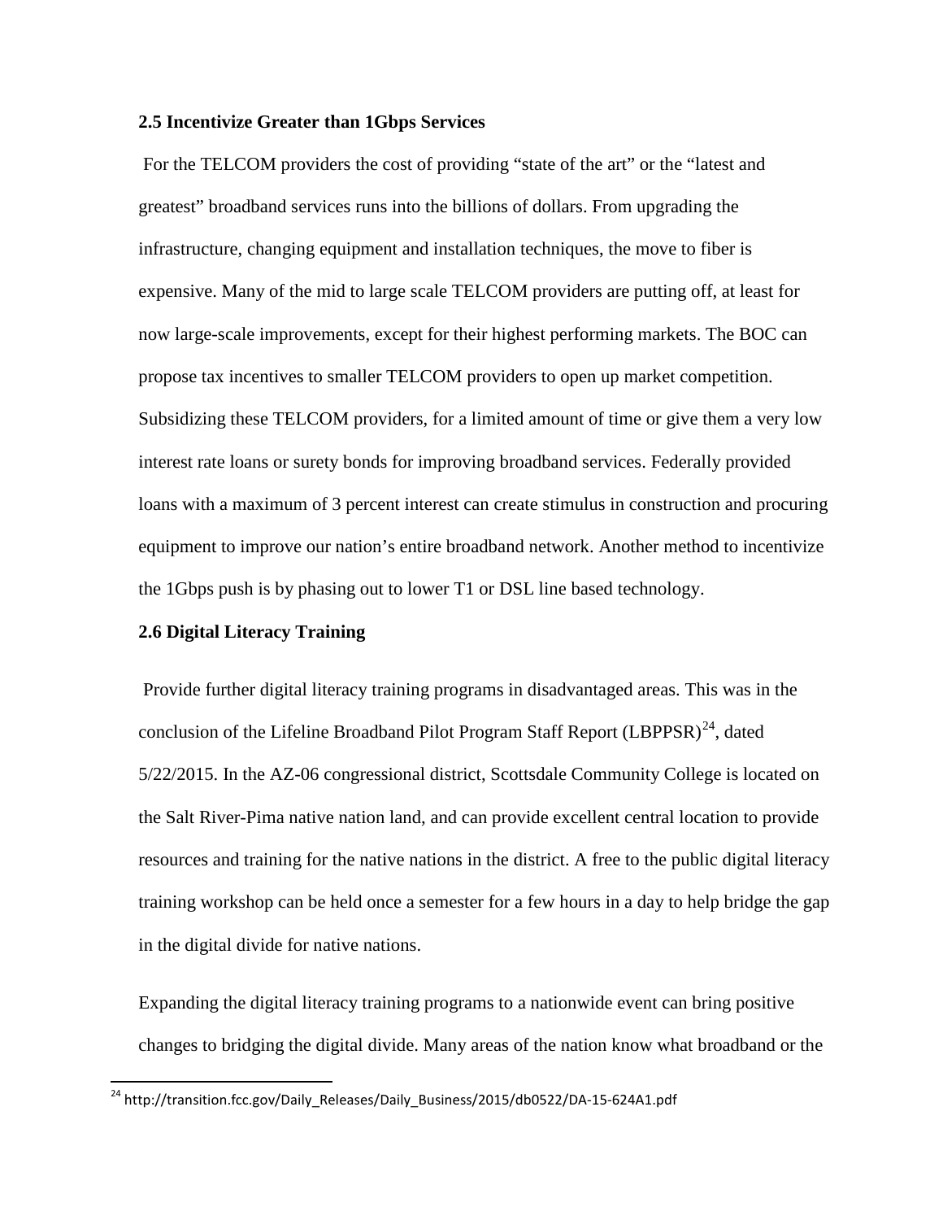### 2.5 Incentivize Greater than 1Gbps Services

For the TELCOM providers the cost of providing "state of the art" or the "latest and greatest" broadband services runs into the billions of dollars. From upgrading the infrastructure, changing equipment and installation techniques, the move to fiber is expensive. Many of the mid to large scale TELCOM providers are putting off, at least for now large-scale improvements, except for their highest performing markets. The BOC can propose tax incentives to smaller TELCOM providers to open up market competition. Subsidizing these TELCOM providers, for a limited amount of time or give them a very low interest rate loans or surety bonds for improving broadband services. Federally provided loans with a maximum of 3 percent interest can create stimulus in construction and procuring equipment to improve our nation's entire broadband network. Another method to incentivize the 1Gbps push is by phasing out to lower T1 or DSL line based technology.

### 2.6 Digital Literacy Training

Provide further digital literacy training programs in disadvantaged areas. This was in the conclusion of the Lifeline Broadband Pilot Program Staff Report (LBPPSR)[24], dated 5/22/2015. In the AZ-06 congressional district, Scottsdale Community College is located on the Salt River-Pima native nation land, and can provide excellent central location to provide resources and training for the native nations in the district. A free to the public digital literacy training workshop can be held once a semester for a few hours in a day to help bridge the gap in the digital divide for native nations.

Expanding the digital literacy training programs to a nationwide event can bring positive changes to bridging the digital divide. Many areas of the nation know what broadband or the

[24] http://transition.fcc.gov/Daily_Releases/Daily_Business/2015/db0522/DA-15-624A1.pdf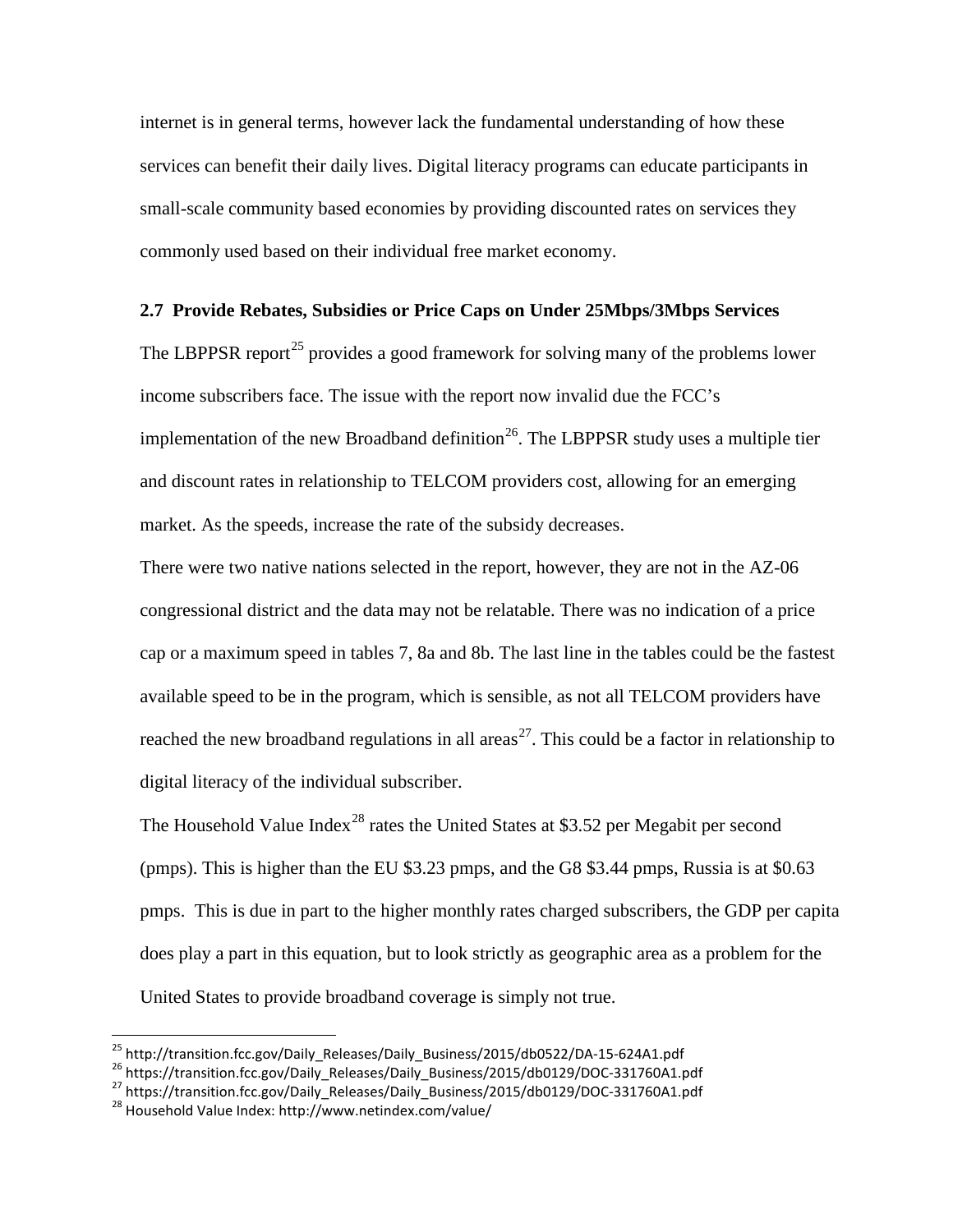internet is in general terms, however lack the fundamental understanding of how these services can benefit their daily lives. Digital literacy programs can educate participants in small-scale community based economies by providing discounted rates on services they commonly used based on their individual free market economy.

### 2.7 Provide Rebates, Subsidies or Price Caps on Under 25Mbps/3Mbps Services

The LBPPSR report[25] provides a good framework for solving many of the problems lower income subscribers face. The issue with the report now invalid due the FCC's implementation of the new Broadband definition[26]. The LBPPSR study uses a multiple tier and discount rates in relationship to TELCOM providers cost, allowing for an emerging market. As the speeds, increase the rate of the subsidy decreases.

There were two native nations selected in the report, however, they are not in the AZ-06 congressional district and the data may not be relatable. There was no indication of a price cap or a maximum speed in tables 7, 8a and 8b. The last line in the tables could be the fastest available speed to be in the program, which is sensible, as not all TELCOM providers have reached the new broadband regulations in all areas[27]. This could be a factor in relationship to digital literacy of the individual subscriber.

The Household Value Index[28] rates the United States at \$3.52 per Megabit per second (pmps). This is higher than the EU \$3.23 pmps, and the G8 \$3.44 pmps, Russia is at \$0.63 pmps. This is due in part to the higher monthly rates charged subscribers, the GDP per capita does play a part in this equation, but to look strictly as geographic area as a problem for the United States to provide broadband coverage is simply not true.

---

[25] http://transition.fcc.gov/Daily_Releases/Daily_Business/2015/db0522/DA-15-624A1.pdf

[26] https://transition.fcc.gov/Daily_Releases/Daily_Business/2015/db0129/DOC-331760A1.pdf

[27] https://transition.fcc.gov/Daily_Releases/Daily_Business/2015/db0129/DOC-331760A1.pdf

[28] Household Value Index: http://www.netindex.com/value/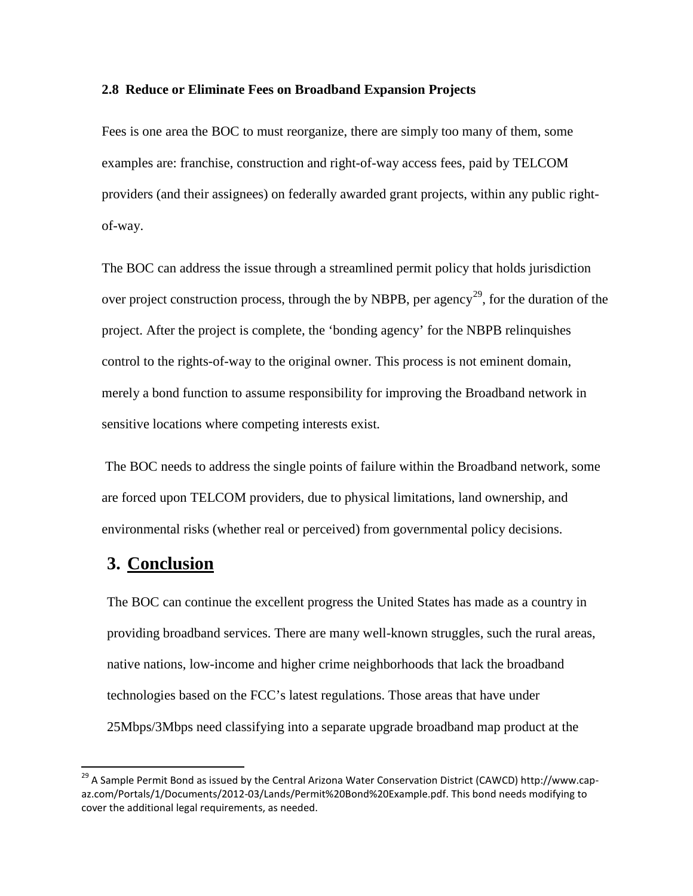### 2.8 Reduce or Eliminate Fees on Broadband Expansion Projects

Fees is one area the BOC to must reorganize, there are simply too many of them, some examples are: franchise, construction and right-of-way access fees, paid by TELCOM providers (and their assignees) on federally awarded grant projects, within any public right-of-way.

The BOC can address the issue through a streamlined permit policy that holds jurisdiction over project construction process, through the by NBPB, per agency[29], for the duration of the project. After the project is complete, the 'bonding agency' for the NBPB relinquishes control to the rights-of-way to the original owner. This process is not eminent domain, merely a bond function to assume responsibility for improving the Broadband network in sensitive locations where competing interests exist.

The BOC needs to address the single points of failure within the Broadband network, some are forced upon TELCOM providers, due to physical limitations, land ownership, and environmental risks (whether real or perceived) from governmental policy decisions.

# 3. Conclusion

The BOC can continue the excellent progress the United States has made as a country in providing broadband services. There are many well-known struggles, such the rural areas, native nations, low-income and higher crime neighborhoods that lack the broadband technologies based on the FCC's latest regulations. Those areas that have under 25Mbps/3Mbps need classifying into a separate upgrade broadband map product at the

---

[29] A Sample Permit Bond as issued by the Central Arizona Water Conservation District (CAWCD) http://www.cap-az.com/Portals/1/Documents/2012-03/Lands/Permit%20Bond%20Example.pdf. This bond needs modifying to cover the additional legal requirements, as needed.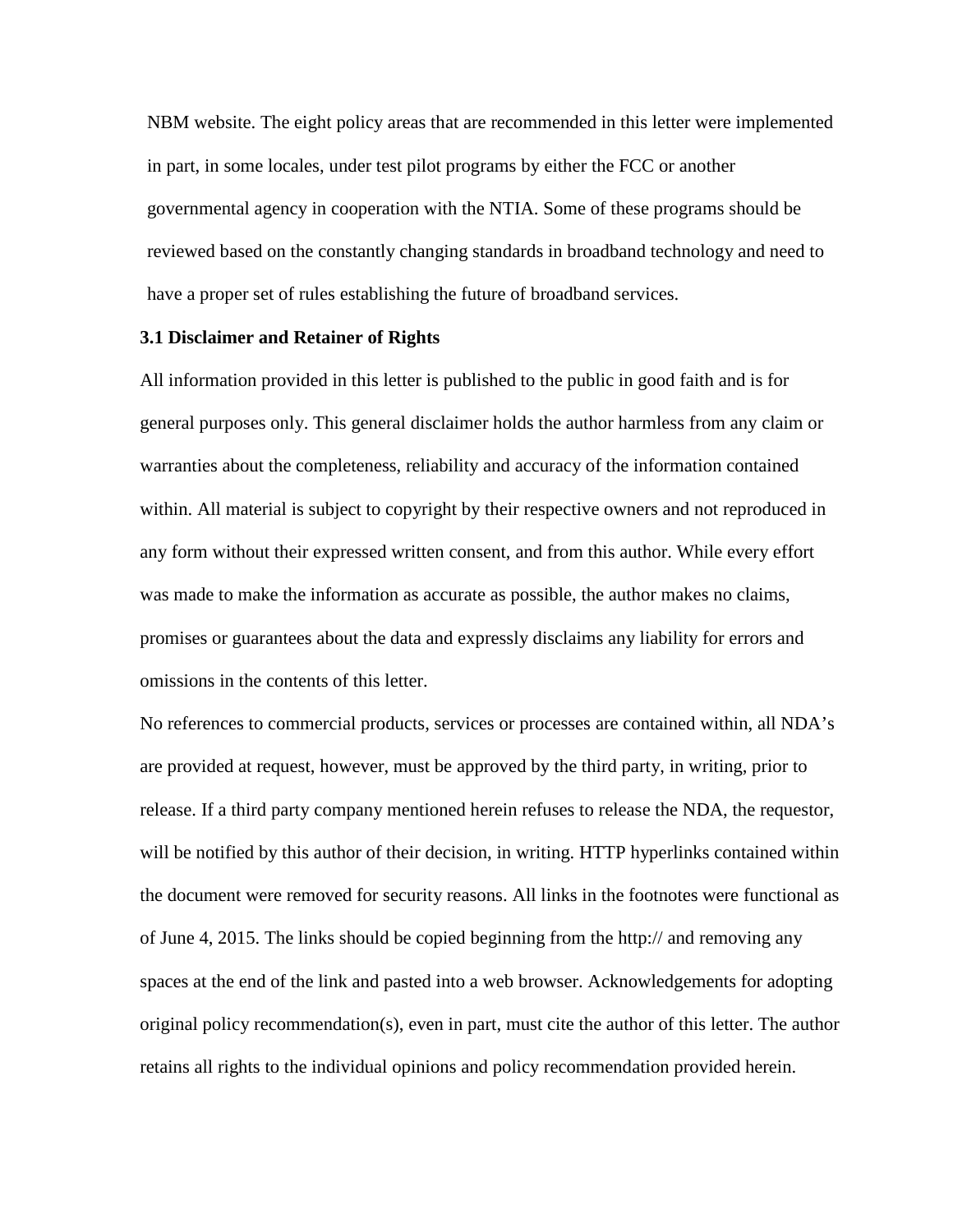NBM website. The eight policy areas that are recommended in this letter were implemented in part, in some locales, under test pilot programs by either the FCC or another governmental agency in cooperation with the NTIA. Some of these programs should be reviewed based on the constantly changing standards in broadband technology and need to have a proper set of rules establishing the future of broadband services.

### 3.1 Disclaimer and Retainer of Rights

All information provided in this letter is published to the public in good faith and is for general purposes only. This general disclaimer holds the author harmless from any claim or warranties about the completeness, reliability and accuracy of the information contained within. All material is subject to copyright by their respective owners and not reproduced in any form without their expressed written consent, and from this author. While every effort was made to make the information as accurate as possible, the author makes no claims, promises or guarantees about the data and expressly disclaims any liability for errors and omissions in the contents of this letter.

No references to commercial products, services or processes are contained within, all NDA's are provided at request, however, must be approved by the third party, in writing, prior to release. If a third party company mentioned herein refuses to release the NDA, the requestor, will be notified by this author of their decision, in writing. HTTP hyperlinks contained within the document were removed for security reasons. All links in the footnotes were functional as of June 4, 2015. The links should be copied beginning from the http:// and removing any spaces at the end of the link and pasted into a web browser. Acknowledgements for adopting original policy recommendation(s), even in part, must cite the author of this letter. The author retains all rights to the individual opinions and policy recommendation provided herein.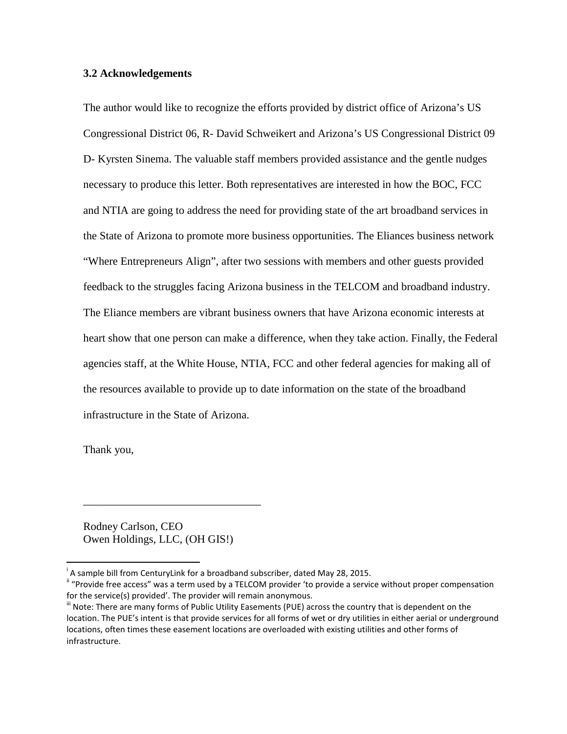### 3.2 Acknowledgements

The author would like to recognize the efforts provided by district office of Arizona's US Congressional District 06, R- David Schweikert and Arizona's US Congressional District 09 D- Kyrsten Sinema. The valuable staff members provided assistance and the gentle nudges necessary to produce this letter. Both representatives are interested in how the BOC, FCC and NTIA are going to address the need for providing state of the art broadband services in the State of Arizona to promote more business opportunities. The Eliances business network "Where Entrepreneurs Align", after two sessions with members and other guests provided feedback to the struggles facing Arizona business in the TELCOM and broadband industry. The Eliance members are vibrant business owners that have Arizona economic interests at heart show that one person can make a difference, when they take action. Finally, the Federal agencies staff, at the White House, NTIA, FCC and other federal agencies for making all of the resources available to provide up to date information on the state of the broadband infrastructure in the State of Arizona.

Thank you,

\_\_\_\_\_\_\_\_\_\_\_\_\_\_\_\_\_\_\_\_\_\_\_\_\_\_\_\_\_\_\_\_

Rodney Carlson, CEO
Owen Holdings, LLC, (OH GIS!)

---

[i] A sample bill from CenturyLink for a broadband subscriber, dated May 28, 2015.

[ii] "Provide free access" was a term used by a TELCOM provider 'to provide a service without proper compensation for the service(s) provided'. The provider will remain anonymous.

[iii] Note: There are many forms of Public Utility Easements (PUE) across the country that is dependent on the location. The PUE's intent is that provide services for all forms of wet or dry utilities in either aerial or underground locations, often times these easement locations are overloaded with existing utilities and other forms of infrastructure.